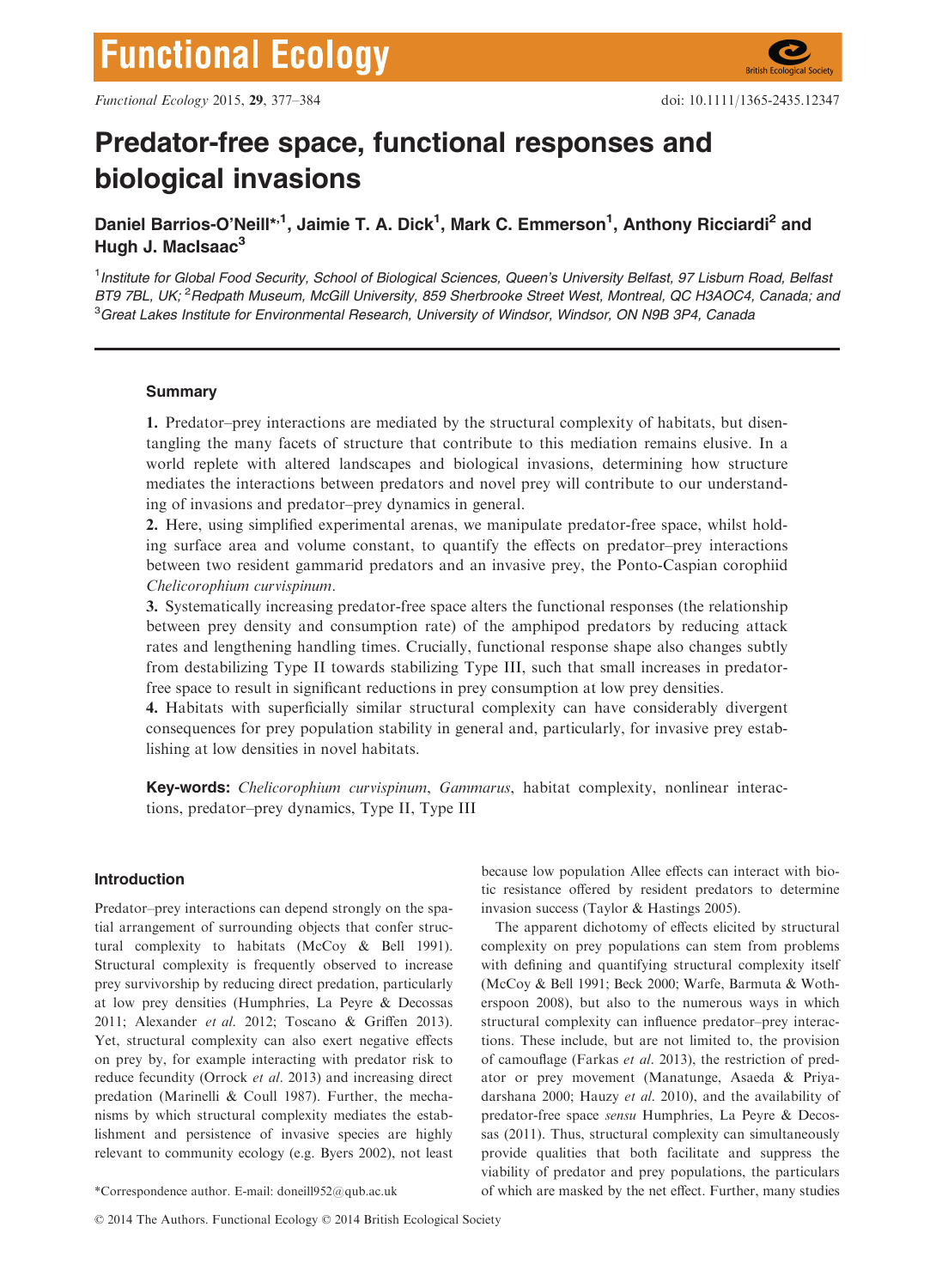# Predator-free space, functional responses and biological invasions

**Daniel Barrios-O'Neill*[,1], Jaimie T. A. Dick[1], Mark C. Emmerson[1], Anthony Ricciardi[2] and Hugh J. MacIsaac[3]**

[1]*Institute for Global Food Security, School of Biological Sciences, Queen's University Belfast, 97 Lisburn Road, Belfast BT9 7BL, UK;* [2]*Redpath Museum, McGill University, 859 Sherbrooke Street West, Montreal, QC H3AOC4, Canada; and* [3]*Great Lakes Institute for Environmental Research, University of Windsor, Windsor, ON N9B 3P4, Canada*

## Summary

**1.** Predator–prey interactions are mediated by the structural complexity of habitats, but disentangling the many facets of structure that contribute to this mediation remains elusive. In a world replete with altered landscapes and biological invasions, determining how structure mediates the interactions between predators and novel prey will contribute to our understanding of invasions and predator–prey dynamics in general.

**2.** Here, using simplified experimental arenas, we manipulate predator-free space, whilst holding surface area and volume constant, to quantify the effects on predator–prey interactions between two resident gammarid predators and an invasive prey, the Ponto-Caspian corophiid *Chelicorophium curvispinum*.

**3.** Systematically increasing predator-free space alters the functional responses (the relationship between prey density and consumption rate) of the amphipod predators by reducing attack rates and lengthening handling times. Crucially, functional response shape also changes subtly from destabilizing Type II towards stabilizing Type III, such that small increases in predator-free space to result in significant reductions in prey consumption at low prey densities.

**4.** Habitats with superficially similar structural complexity can have considerably divergent consequences for prey population stability in general and, particularly, for invasive prey establishing at low densities in novel habitats.

**Key-words:** *Chelicorophium curvispinum*, *Gammarus*, habitat complexity, nonlinear interactions, predator–prey dynamics, Type II, Type III

## Introduction

Predator–prey interactions can depend strongly on the spatial arrangement of surrounding objects that confer structural complexity to habitats (McCoy & Bell 1991). Structural complexity is frequently observed to increase prey survivorship by reducing direct predation, particularly at low prey densities (Humphries, La Peyre & Decossas 2011; Alexander *et al.* 2012; Toscano & Griffen 2013). Yet, structural complexity can also exert negative effects on prey by, for example interacting with predator risk to reduce fecundity (Orrock *et al.* 2013) and increasing direct predation (Marinelli & Coull 1987). Further, the mechanisms by which structural complexity mediates the establishment and persistence of invasive species are highly relevant to community ecology (e.g. Byers 2002), not least because low population Allee effects can interact with biotic resistance offered by resident predators to determine invasion success (Taylor & Hastings 2005).

The apparent dichotomy of effects elicited by structural complexity on prey populations can stem from problems with defining and quantifying structural complexity itself (McCoy & Bell 1991; Beck 2000; Warfe, Barmuta & Wotherspoon 2008), but also to the numerous ways in which structural complexity can influence predator–prey interactions. These include, but are not limited to, the provision of camouflage (Farkas *et al.* 2013), the restriction of predator or prey movement (Manatunge, Asaeda & Priyadarshana 2000; Hauzy *et al.* 2010), and the availability of predator-free space *sensu* Humphries, La Peyre & Decossas (2011). Thus, structural complexity can simultaneously provide qualities that both facilitate and suppress the viability of predator and prey populations, the particulars of which are masked by the net effect. Further, many studies

*Correspondence author. E-mail: doneill952@qub.ac.uk

© 2014 The Authors. Functional Ecology © 2014 British Ecological Society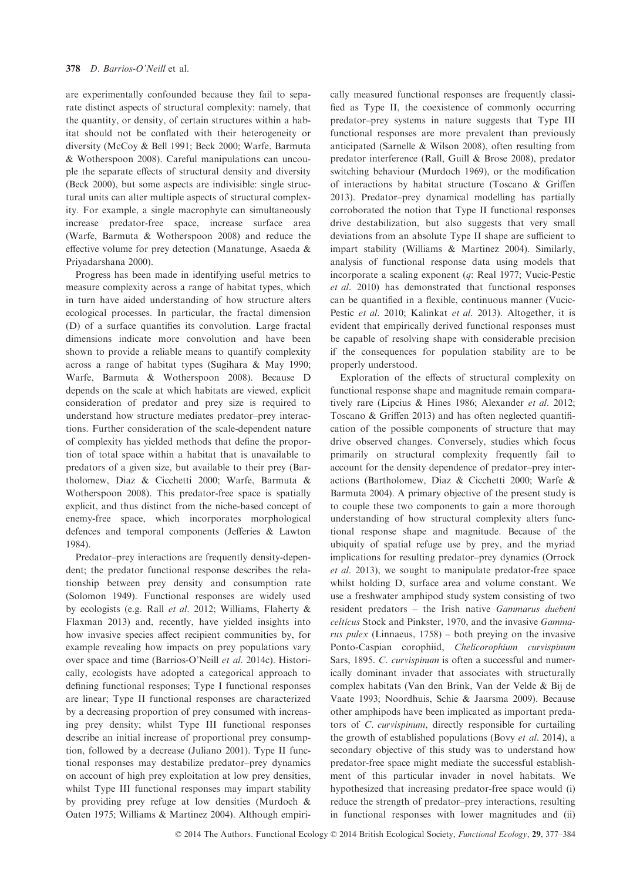are experimentally confounded because they fail to separate distinct aspects of structural complexity: namely, that the quantity, or density, of certain structures within a habitat should not be conflated with their heterogeneity or diversity (McCoy & Bell 1991; Beck 2000; Warfe, Barmuta & Wotherspoon 2008). Careful manipulations can uncouple the separate effects of structural density and diversity (Beck 2000), but some aspects are indivisible: single structural units can alter multiple aspects of structural complexity. For example, a single macrophyte can simultaneously increase predator-free space, increase surface area (Warfe, Barmuta & Wotherspoon 2008) and reduce the effective volume for prey detection (Manatunge, Asaeda & Priyadarshana 2000).

Progress has been made in identifying useful metrics to measure complexity across a range of habitat types, which in turn have aided understanding of how structure alters ecological processes. In particular, the fractal dimension (D) of a surface quantifies its convolution. Large fractal dimensions indicate more convolution and have been shown to provide a reliable means to quantify complexity across a range of habitat types (Sugihara & May 1990; Warfe, Barmuta & Wotherspoon 2008). Because D depends on the scale at which habitats are viewed, explicit consideration of predator and prey size is required to understand how structure mediates predator–prey interactions. Further consideration of the scale-dependent nature of complexity has yielded methods that define the proportion of total space within a habitat that is unavailable to predators of a given size, but available to their prey (Bartholomew, Diaz & Cicchetti 2000; Warfe, Barmuta & Wotherspoon 2008). This predator-free space is spatially explicit, and thus distinct from the niche-based concept of enemy-free space, which incorporates morphological defences and temporal components (Jefferies & Lawton 1984).

Predator–prey interactions are frequently density-dependent; the predator functional response describes the relationship between prey density and consumption rate (Solomon 1949). Functional responses are widely used by ecologists (e.g. Rall *et al*. 2012; Williams, Flaherty & Flaxman 2013) and, recently, have yielded insights into how invasive species affect recipient communities by, for example revealing how impacts on prey populations vary over space and time (Barrios-O'Neill *et al*. 2014c). Historically, ecologists have adopted a categorical approach to defining functional responses; Type I functional responses are linear; Type II functional responses are characterized by a decreasing proportion of prey consumed with increasing prey density; whilst Type III functional responses describe an initial increase of proportional prey consumption, followed by a decrease (Juliano 2001). Type II functional responses may destabilize predator–prey dynamics on account of high prey exploitation at low prey densities, whilst Type III functional responses may impart stability by providing prey refuge at low densities (Murdoch & Oaten 1975; Williams & Martinez 2004). Although empirically measured functional responses are frequently classified as Type II, the coexistence of commonly occurring predator–prey systems in nature suggests that Type III functional responses are more prevalent than previously anticipated (Sarnelle & Wilson 2008), often resulting from predator interference (Rall, Guill & Brose 2008), predator switching behaviour (Murdoch 1969), or the modification of interactions by habitat structure (Toscano & Griffen 2013). Predator–prey dynamical modelling has partially corroborated the notion that Type II functional responses drive destabilization, but also suggests that very small deviations from an absolute Type II shape are sufficient to impart stability (Williams & Martinez 2004). Similarly, analysis of functional response data using models that incorporate a scaling exponent ($q$: Real 1977; Vucic-Pestic *et al*. 2010) has demonstrated that functional responses can be quantified in a flexible, continuous manner (Vucic-Pestic *et al*. 2010; Kalinkat *et al*. 2013). Altogether, it is evident that empirically derived functional responses must be capable of resolving shape with considerable precision if the consequences for population stability are to be properly understood.

Exploration of the effects of structural complexity on functional response shape and magnitude remain comparatively rare (Lipcius & Hines 1986; Alexander *et al*. 2012; Toscano & Griffen 2013) and has often neglected quantification of the possible components of structure that may drive observed changes. Conversely, studies which focus primarily on structural complexity frequently fail to account for the density dependence of predator–prey interactions (Bartholomew, Diaz & Cicchetti 2000; Warfe & Barmuta 2004). A primary objective of the present study is to couple these two components to gain a more thorough understanding of how structural complexity alters functional response shape and magnitude. Because of the ubiquity of spatial refuge use by prey, and the myriad implications for resulting predator–prey dynamics (Orrock *et al*. 2013), we sought to manipulate predator-free space whilst holding D, surface area and volume constant. We use a freshwater amphipod study system consisting of two resident predators – the Irish native *Gammarus duebeni celticus* Stock and Pinkster, 1970, and the invasive *Gammarus pulex* (Linnaeus, 1758) – both preying on the invasive Ponto-Caspian corophiid, *Chelicorophium curvispinum* Sars, 1895. *C. curvispinum* is often a successful and numerically dominant invader that associates with structurally complex habitats (Van den Brink, Van der Velde & Bij de Vaate 1993; Noordhuis, Schie & Jaarsma 2009). Because other amphipods have been implicated as important predators of *C. curvispinum*, directly responsible for curtailing the growth of established populations (Bovy *et al*. 2014), a secondary objective of this study was to understand how predator-free space might mediate the successful establishment of this particular invader in novel habitats. We hypothesized that increasing predator-free space would (i) reduce the strength of predator–prey interactions, resulting in functional responses with lower magnitudes and (ii)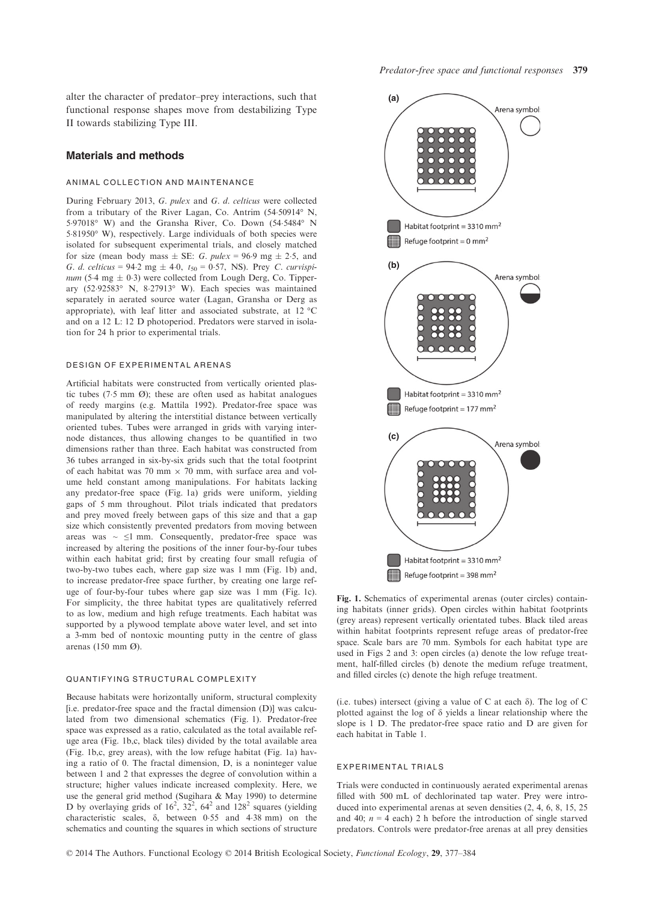alter the character of predator–prey interactions, such that functional response shapes move from destabilizing Type II towards stabilizing Type III.

## Materials and methods

### ANIMAL COLLECTION AND MAINTENANCE

During February 2013, *G. pulex* and *G. d. celticus* were collected from a tributary of the River Lagan, Co. Antrim (54·50914° N, 5·97018° W) and the Gransha River, Co. Down (54·5484° N 5·81950° W), respectively. Large individuals of both species were isolated for subsequent experimental trials, and closely matched for size (mean body mass ± SE: *G. pulex* = 96·9 mg ± 2·5, and *G. d. celticus* = 94·2 mg ± 4·0, $t_{50}$ = 0·57, NS). Prey *C. curvispinum* (5·4 mg ± 0·3) were collected from Lough Derg, Co. Tipperary (52·92583° N, 8·27913° W). Each species was maintained separately in aerated source water (Lagan, Gransha or Derg as appropriate), with leaf litter and associated substrate, at 12 °C and on a 12 L: 12 D photoperiod. Predators were starved in isolation for 24 h prior to experimental trials.

### DESIGN OF EXPERIMENTAL ARENAS

Artificial habitats were constructed from vertically oriented plastic tubes (7·5 mm Ø); these are often used as habitat analogues of reedy margins (e.g. Mattila 1992). Predator-free space was manipulated by altering the interstitial distance between vertically oriented tubes. Tubes were arranged in grids with varying internode distances, thus allowing changes to be quantified in two dimensions rather than three. Each habitat was constructed from 36 tubes arranged in six-by-six grids such that the total footprint of each habitat was 70 mm × 70 mm, with surface area and volume held constant among manipulations. For habitats lacking any predator-free space (Fig. 1a) grids were uniform, yielding gaps of 5 mm throughout. Pilot trials indicated that predators and prey moved freely between gaps of this size and that a gap size which consistently prevented predators from moving between areas was ~ ≤1 mm. Consequently, predator-free space was increased by altering the positions of the inner four-by-four tubes within each habitat grid; first by creating four small refugia of two-by-two tubes each, where gap size was 1 mm (Fig. 1b) and, to increase predator-free space further, by creating one large refuge of four-by-four tubes where gap size was 1 mm (Fig. 1c). For simplicity, the three habitat types are qualitatively referred to as low, medium and high refuge treatments. Each habitat was supported by a plywood template above water level, and set into a 3-mm bed of nontoxic mounting putty in the centre of glass arenas (150 mm Ø).

### QUANTIFYING STRUCTURAL COMPLEXITY

Because habitats were horizontally uniform, structural complexity [i.e. predator-free space and the fractal dimension (D)] was calculated from two dimensional schematics (Fig. 1). Predator-free space was expressed as a ratio, calculated as the total available refuge area (Fig. 1b,c, black tiles) divided by the total available area (Fig. 1b,c, grey areas), with the low refuge habitat (Fig. 1a) having a ratio of 0. The fractal dimension, D, is a noninteger value between 1 and 2 that expresses the degree of convolution within a structure; higher values indicate increased complexity. Here, we use the general grid method (Sugihara & May 1990) to determine D by overlaying grids of $16^2$, $32^2$, $64^2$ and $128^2$ squares (yielding characteristic scales, δ, between 0·55 and 4·38 mm) on the schematics and counting the squares in which sections of structure (i.e. tubes) intersect (giving a value of C at each δ). The log of C plotted against the log of δ yields a linear relationship where the slope is 1 D. The predator-free space ratio and D are given for each habitat in Table 1.

(a) Arena symbol

Habitat footprint = 3310 mm²

Refuge footprint = 0 mm²

(b) Arena symbol

Habitat footprint = 3310 mm²

Refuge footprint = 177 mm²

(c) Arena symbol

Habitat footprint = 3310 mm²

Refuge footprint = 398 mm²

**Fig. 1.** Schematics of experimental arenas (outer circles) containing habitats (inner grids). Open circles within habitat footprints (grey areas) represent vertically orientated tubes. Black tiled areas within habitat footprints represent refuge areas of predator-free space. Scale bars are 70 mm. Symbols for each habitat type are used in Figs 2 and 3: open circles (a) denote the low refuge treatment, half-filled circles (b) denote the medium refuge treatment, and filled circles (c) denote the high refuge treatment.

### EXPERIMENTAL TRIALS

Trials were conducted in continuously aerated experimental arenas filled with 500 mL of dechlorinated tap water. Prey were introduced into experimental arenas at seven densities (2, 4, 6, 8, 15, 25 and 40; *n* = 4 each) 2 h before the introduction of single starved predators. Controls were predator-free arenas at all prey densities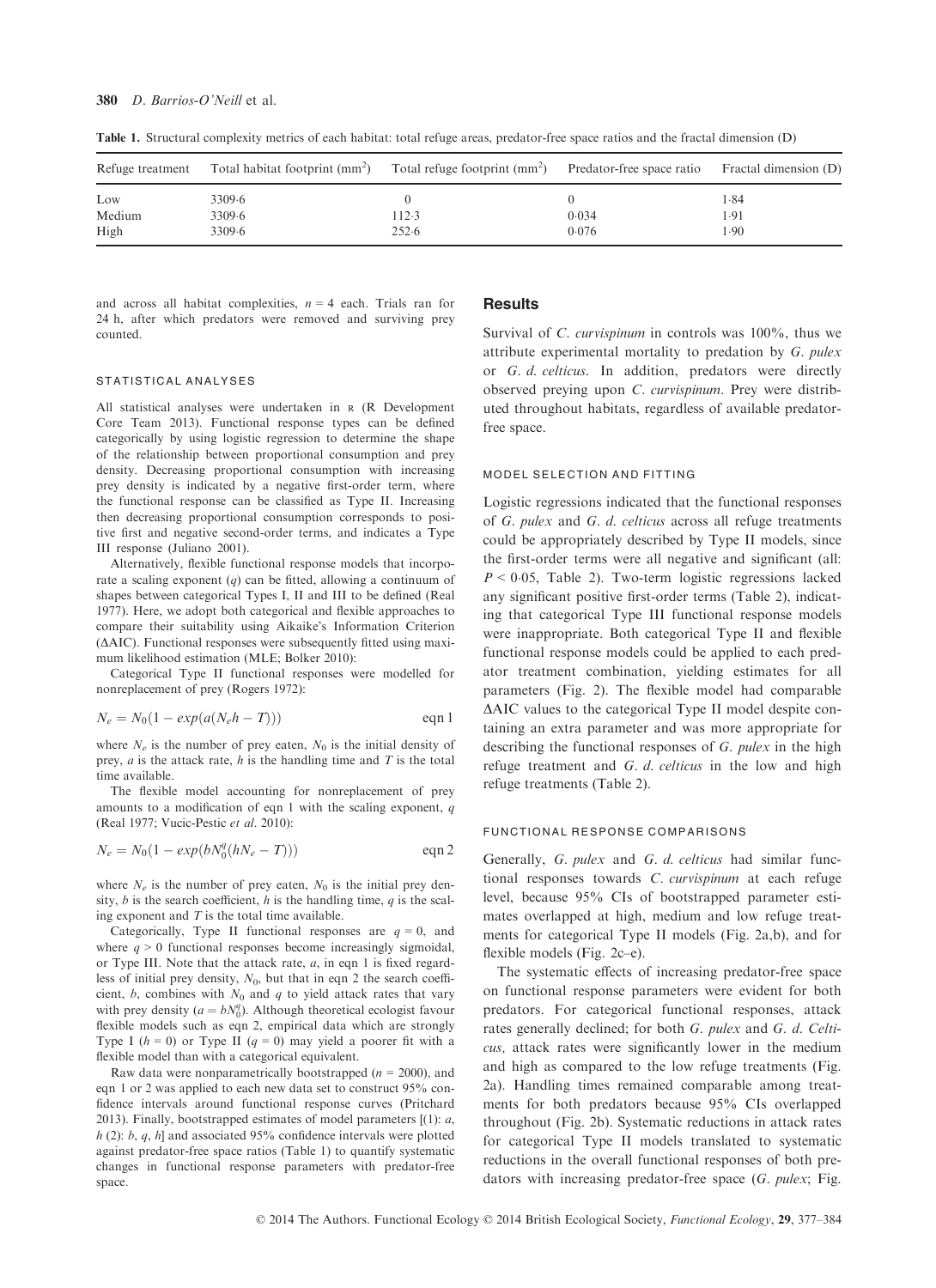**Table 1.** Structural complexity metrics of each habitat: total refuge areas, predator-free space ratios and the fractal dimension (D)

| Refuge treatment | Total habitat footprint (mm$^2$) | Total refuge footprint (mm$^2$) | Predator-free space ratio | Fractal dimension (D) |
|---|---|---|---|---|
| Low | 3309·6 | 0 | 0 | 1·84 |
| Medium | 3309·6 | 112·3 | 0·034 | 1·91 |
| High | 3309·6 | 252·6 | 0·076 | 1·90 |

and across all habitat complexities, $n = 4$ each. Trials ran for 24 h, after which predators were removed and surviving prey counted.

### STATISTICAL ANALYSES

All statistical analyses were undertaken in R (R Development Core Team 2013). Functional response types can be defined categorically by using logistic regression to determine the shape of the relationship between proportional consumption and prey density. Decreasing proportional consumption with increasing prey density is indicated by a negative first-order term, where the functional response can be classified as Type II. Increasing then decreasing proportional consumption corresponds to positive first and negative second-order terms, and indicates a Type III response (Juliano 2001).

Alternatively, flexible functional response models that incorporate a scaling exponent ($q$) can be fitted, allowing a continuum of shapes between categorical Types I, II and III to be defined (Real 1977). Here, we adopt both categorical and flexible approaches to compare their suitability using Aikaike's Information Criterion ($\Delta$AIC). Functional responses were subsequently fitted using maximum likelihood estimation (MLE; Bolker 2010):

Categorical Type II functional responses were modelled for nonreplacement of prey (Rogers 1972):

$$N_e = N_0(1 - exp(a(N_e h - T))) \qquad \text{eqn 1}$$

where $N_e$ is the number of prey eaten, $N_0$ is the initial density of prey, $a$ is the attack rate, $h$ is the handling time and $T$ is the total time available.

The flexible model accounting for nonreplacement of prey amounts to a modification of eqn 1 with the scaling exponent, $q$ (Real 1977; Vucic-Pestic *et al.* 2010):

$$N_e = N_0(1 - exp(bN_0^q(hN_e - T))) \qquad \text{eqn 2}$$

where $N_e$ is the number of prey eaten, $N_0$ is the initial prey density, $b$ is the search coefficient, $h$ is the handling time, $q$ is the scaling exponent and $T$ is the total time available.

Categorically, Type II functional responses are $q = 0$, and where $q > 0$ functional responses become increasingly sigmoidal, or Type III. Note that the attack rate, $a$, in eqn 1 is fixed regardless of initial prey density, $N_0$, but that in eqn 2 the search coefficient, $b$, combines with $N_0$ and $q$ to yield attack rates that vary with prey density ($a = bN_0^q$). Although theoretical ecologist favour flexible models such as eqn 2, empirical data which are strongly Type I ($h = 0$) or Type II ($q = 0$) may yield a poorer fit with a flexible model than with a categorical equivalent.

Raw data were nonparametrically bootstrapped ($n = 2000$), and eqn 1 or 2 was applied to each new data set to construct 95% confidence intervals around functional response curves (Pritchard 2013). Finally, bootstrapped estimates of model parameters [(1): $a$, $h$ (2): $b$, $q$, $h$] and associated 95% confidence intervals were plotted against predator-free space ratios (Table 1) to quantify systematic changes in functional response parameters with predator-free space.

## Results

Survival of *C. curvispinum* in controls was 100%, thus we attribute experimental mortality to predation by *G. pulex* or *G. d. celticus*. In addition, predators were directly observed preying upon *C. curvispinum*. Prey were distributed throughout habitats, regardless of available predator-free space.

### MODEL SELECTION AND FITTING

Logistic regressions indicated that the functional responses of *G. pulex* and *G. d. celticus* across all refuge treatments could be appropriately described by Type II models, since the first-order terms were all negative and significant (all: $P < 0{\cdot}05$, Table 2). Two-term logistic regressions lacked any significant positive first-order terms (Table 2), indicating that categorical Type III functional response models were inappropriate. Both categorical Type II and flexible functional response models could be applied to each predator treatment combination, yielding estimates for all parameters (Fig. 2). The flexible model had comparable $\Delta$AIC values to the categorical Type II model despite containing an extra parameter and was more appropriate for describing the functional responses of *G. pulex* in the high refuge treatment and *G. d. celticus* in the low and high refuge treatments (Table 2).

### FUNCTIONAL RESPONSE COMPARISONS

Generally, *G. pulex* and *G. d. celticus* had similar functional responses towards *C. curvispinum* at each refuge level, because 95% CIs of bootstrapped parameter estimates overlapped at high, medium and low refuge treatments for categorical Type II models (Fig. 2a,b), and for flexible models (Fig. 2c–e).

The systematic effects of increasing predator-free space on functional response parameters were evident for both predators. For categorical functional responses, attack rates generally declined; for both *G. pulex* and *G. d. Celticus,* attack rates were significantly lower in the medium and high as compared to the low refuge treatments (Fig. 2a). Handling times remained comparable among treatments for both predators because 95% CIs overlapped throughout (Fig. 2b). Systematic reductions in attack rates for categorical Type II models translated to systematic reductions in the overall functional responses of both predators with increasing predator-free space (*G. pulex*; Fig.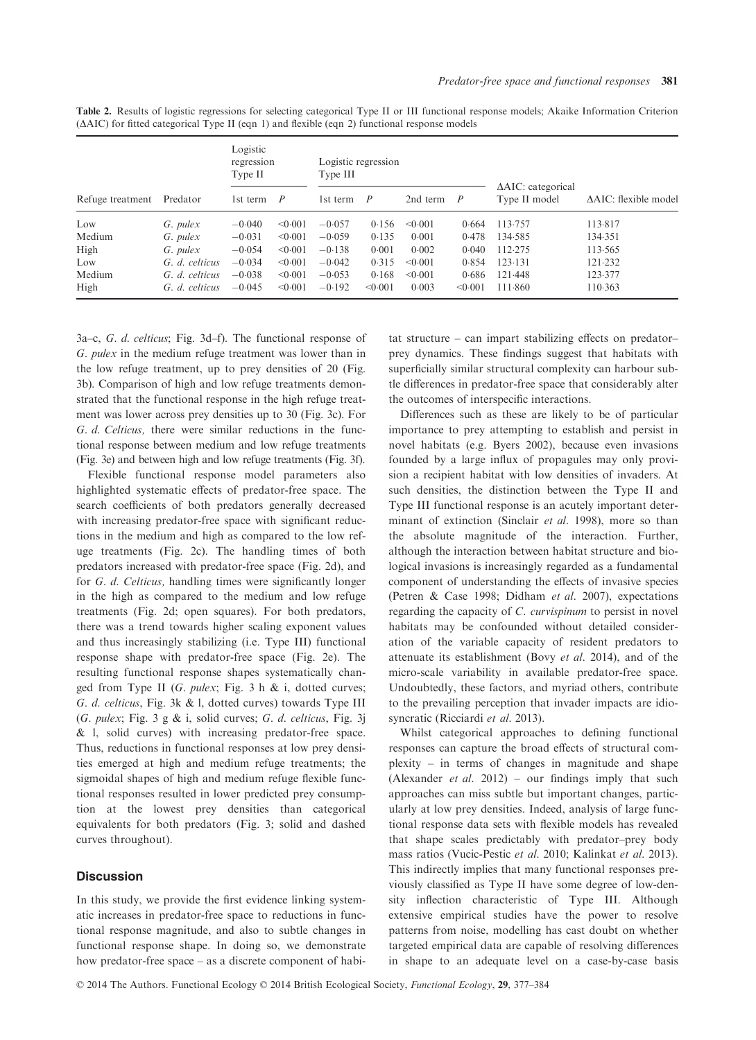**Table 2.** Results of logistic regressions for selecting categorical Type II or III functional response models; Akaike Information Criterion (ΔAIC) for fitted categorical Type II (eqn 1) and flexible (eqn 2) functional response models

| Refuge treatment | Predator | Logistic regression Type II | | Logistic regression Type III | | | | ΔAIC: categorical Type II model | ΔAIC: flexible model |
|---|---|---|---|---|---|---|---|---|---|
| | | 1st term | *P* | 1st term | *P* | 2nd term | *P* | | |
| Low | *G. pulex* | −0·040 | <0·001 | −0·057 | 0·156 | <0·001 | 0·664 | 113·757 | 113·817 |
| Medium | *G. pulex* | −0·031 | <0·001 | −0·059 | 0·135 | 0·001 | 0·478 | 134·585 | 134·351 |
| High | *G. pulex* | −0·054 | <0·001 | −0·138 | 0·001 | 0·002 | 0·040 | 112·275 | 113·565 |
| Low | *G. d. celticus* | −0·034 | <0·001 | −0·042 | 0·315 | <0·001 | 0·854 | 123·131 | 121·232 |
| Medium | *G. d. celticus* | −0·038 | <0·001 | −0·053 | 0·168 | <0·001 | 0·686 | 121·448 | 123·377 |
| High | *G. d. celticus* | −0·045 | <0·001 | −0·192 | <0·001 | 0·003 | <0·001 | 111·860 | 110·363 |

3a–c, *G. d. celticus*; Fig. 3d–f). The functional response of *G. pulex* in the medium refuge treatment was lower than in the low refuge treatment, up to prey densities of 20 (Fig. 3b). Comparison of high and low refuge treatments demonstrated that the functional response in the high refuge treatment was lower across prey densities up to 30 (Fig. 3c). For *G. d. Celticus,* there were similar reductions in the functional response between medium and low refuge treatments (Fig. 3e) and between high and low refuge treatments (Fig. 3f).

Flexible functional response model parameters also highlighted systematic effects of predator-free space. The search coefficients of both predators generally decreased with increasing predator-free space with significant reductions in the medium and high as compared to the low refuge treatments (Fig. 2c). The handling times of both predators increased with predator-free space (Fig. 2d), and for *G. d. Celticus,* handling times were significantly longer in the high as compared to the medium and low refuge treatments (Fig. 2d; open squares). For both predators, there was a trend towards higher scaling exponent values and thus increasingly stabilizing (i.e. Type III) functional response shape with predator-free space (Fig. 2e). The resulting functional response shapes systematically changed from Type II (*G. pulex*; Fig. 3 h & i, dotted curves; *G. d. celticus*, Fig. 3k & l, dotted curves) towards Type III (*G. pulex*; Fig. 3 g & i, solid curves; *G. d. celticus*, Fig. 3j & l, solid curves) with increasing predator-free space. Thus, reductions in functional responses at low prey densities emerged at high and medium refuge treatments; the sigmoidal shapes of high and medium refuge flexible functional responses resulted in lower predicted prey consumption at the lowest prey densities than categorical equivalents for both predators (Fig. 3; solid and dashed curves throughout).

## Discussion

In this study, we provide the first evidence linking systematic increases in predator-free space to reductions in functional response magnitude, and also to subtle changes in functional response shape. In doing so, we demonstrate how predator-free space – as a discrete component of habitat structure – can impart stabilizing effects on predator–prey dynamics. These findings suggest that habitats with superficially similar structural complexity can harbour subtle differences in predator-free space that considerably alter the outcomes of interspecific interactions.

Differences such as these are likely to be of particular importance to prey attempting to establish and persist in novel habitats (e.g. Byers 2002), because even invasions founded by a large influx of propagules may only provision a recipient habitat with low densities of invaders. At such densities, the distinction between the Type II and Type III functional response is an acutely important determinant of extinction (Sinclair *et al.* 1998), more so than the absolute magnitude of the interaction. Further, although the interaction between habitat structure and biological invasions is increasingly regarded as a fundamental component of understanding the effects of invasive species (Petren & Case 1998; Didham *et al.* 2007), expectations regarding the capacity of *C. curvispinum* to persist in novel habitats may be confounded without detailed consideration of the variable capacity of resident predators to attenuate its establishment (Bovy *et al.* 2014), and of the micro-scale variability in available predator-free space. Undoubtedly, these factors, and myriad others, contribute to the prevailing perception that invader impacts are idiosyncratic (Ricciardi *et al.* 2013).

Whilst categorical approaches to defining functional responses can capture the broad effects of structural complexity – in terms of changes in magnitude and shape (Alexander *et al.* 2012) – our findings imply that such approaches can miss subtle but important changes, particularly at low prey densities. Indeed, analysis of large functional response data sets with flexible models has revealed that shape scales predictably with predator–prey body mass ratios (Vucic-Pestic *et al.* 2010; Kalinkat *et al.* 2013). This indirectly implies that many functional responses previously classified as Type II have some degree of low-density inflection characteristic of Type III. Although extensive empirical studies have the power to resolve patterns from noise, modelling has cast doubt on whether targeted empirical data are capable of resolving differences in shape to an adequate level on a case-by-case basis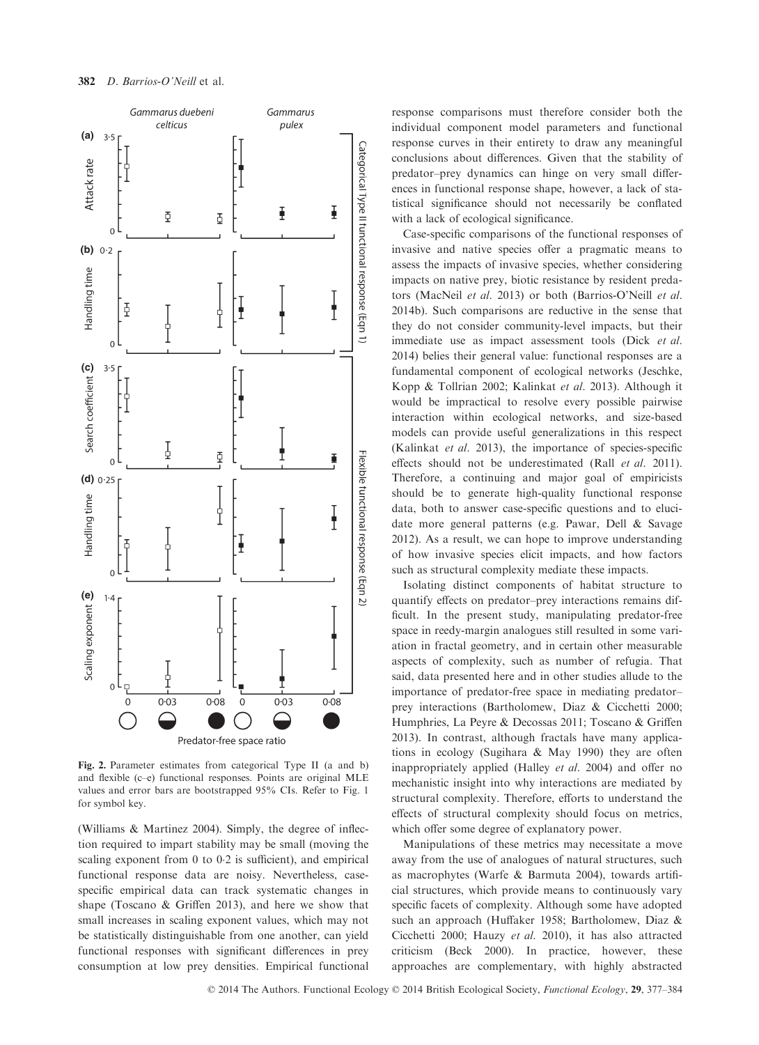Fig. 2. Parameter estimates from categorical Type II (a and b) and flexible (c–e) functional responses. Points are original MLE values and error bars are bootstrapped 95% CIs. Refer to Fig. 1 for symbol key.

(Williams & Martinez 2004). Simply, the degree of inflection required to impart stability may be small (moving the scaling exponent from 0 to 0·2 is sufficient), and empirical functional response data are noisy. Nevertheless, case-specific empirical data can track systematic changes in shape (Toscano & Griffen 2013), and here we show that small increases in scaling exponent values, which may not be statistically distinguishable from one another, can yield functional responses with significant differences in prey consumption at low prey densities. Empirical functional response comparisons must therefore consider both the individual component model parameters and functional response curves in their entirety to draw any meaningful conclusions about differences. Given that the stability of predator–prey dynamics can hinge on very small differences in functional response shape, however, a lack of statistical significance should not necessarily be conflated with a lack of ecological significance.

Case-specific comparisons of the functional responses of invasive and native species offer a pragmatic means to assess the impacts of invasive species, whether considering impacts on native prey, biotic resistance by resident predators (MacNeil *et al.* 2013) or both (Barrios-O'Neill *et al.* 2014b). Such comparisons are reductive in the sense that they do not consider community-level impacts, but their immediate use as impact assessment tools (Dick *et al.* 2014) belies their general value: functional responses are a fundamental component of ecological networks (Jeschke, Kopp & Tollrian 2002; Kalinkat *et al.* 2013). Although it would be impractical to resolve every possible pairwise interaction within ecological networks, and size-based models can provide useful generalizations in this respect (Kalinkat *et al.* 2013), the importance of species-specific effects should not be underestimated (Rall *et al.* 2011). Therefore, a continuing and major goal of empiricists should be to generate high-quality functional response data, both to answer case-specific questions and to elucidate more general patterns (e.g. Pawar, Dell & Savage 2012). As a result, we can hope to improve understanding of how invasive species elicit impacts, and how factors such as structural complexity mediate these impacts.

Isolating distinct components of habitat structure to quantify effects on predator–prey interactions remains difficult. In the present study, manipulating predator-free space in reedy-margin analogues still resulted in some variation in fractal geometry, and in certain other measurable aspects of complexity, such as number of refugia. That said, data presented here and in other studies allude to the importance of predator-free space in mediating predator–prey interactions (Bartholomew, Diaz & Cicchetti 2000; Humphries, La Peyre & Decossas 2011; Toscano & Griffen 2013). In contrast, although fractals have many applications in ecology (Sugihara & May 1990) they are often inappropriately applied (Halley *et al.* 2004) and offer no mechanistic insight into why interactions are mediated by structural complexity. Therefore, efforts to understand the effects of structural complexity should focus on metrics, which offer some degree of explanatory power.

Manipulations of these metrics may necessitate a move away from the use of analogues of natural structures, such as macrophytes (Warfe & Barmuta 2004), towards artificial structures, which provide means to continuously vary specific facets of complexity. Although some have adopted such an approach (Huffaker 1958; Bartholomew, Diaz & Cicchetti 2000; Hauzy *et al.* 2010), it has also attracted criticism (Beck 2000). In practice, however, these approaches are complementary, with highly abstracted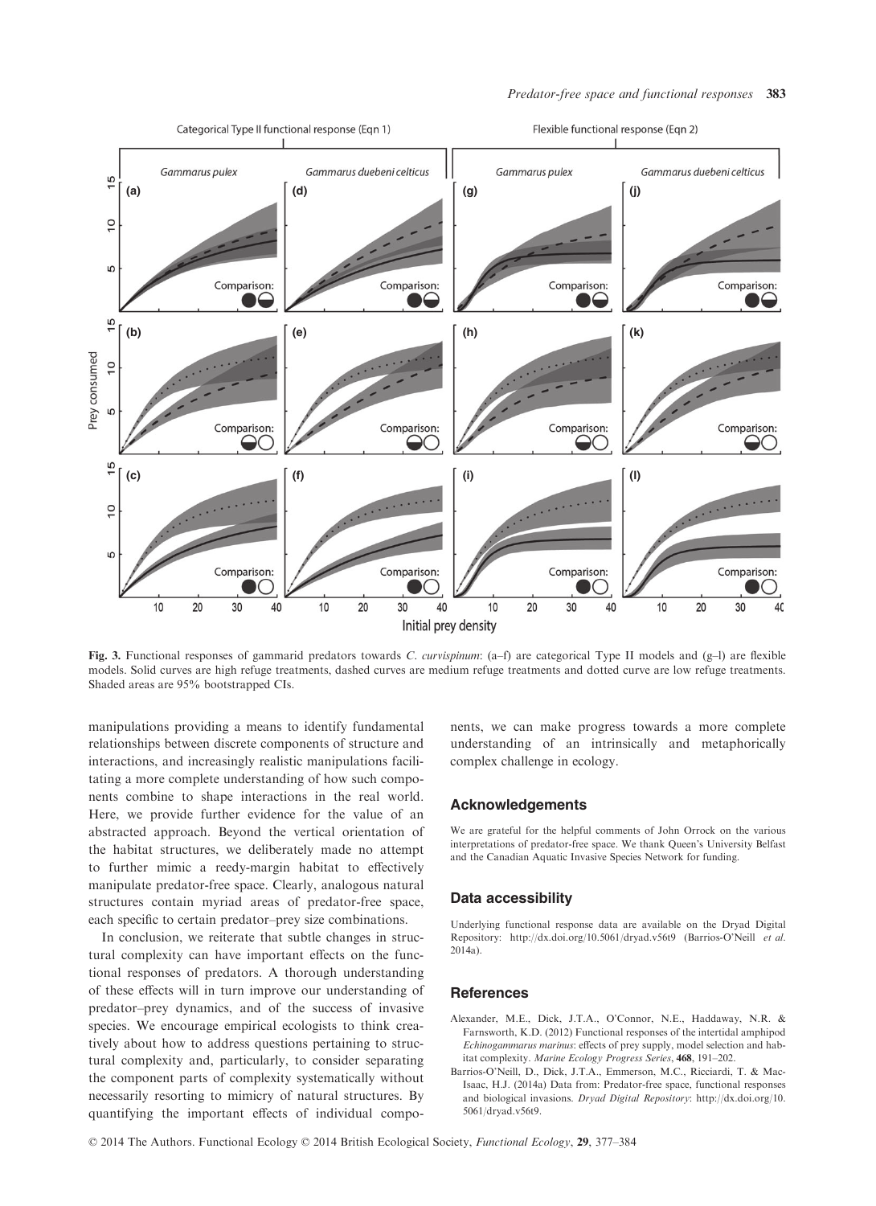Fig. 3. Functional responses of gammarid predators towards *C. curvispinum*: (a–f) are categorical Type II models and (g–l) are flexible models. Solid curves are high refuge treatments, dashed curves are medium refuge treatments and dotted curve are low refuge treatments. Shaded areas are 95% bootstrapped CIs.

manipulations providing a means to identify fundamental relationships between discrete components of structure and interactions, and increasingly realistic manipulations facilitating a more complete understanding of how such components combine to shape interactions in the real world. Here, we provide further evidence for the value of an abstracted approach. Beyond the vertical orientation of the habitat structures, we deliberately made no attempt to further mimic a reedy-margin habitat to effectively manipulate predator-free space. Clearly, analogous natural structures contain myriad areas of predator-free space, each specific to certain predator–prey size combinations.

In conclusion, we reiterate that subtle changes in structural complexity can have important effects on the functional responses of predators. A thorough understanding of these effects will in turn improve our understanding of predator–prey dynamics, and of the success of invasive species. We encourage empirical ecologists to think creatively about how to address questions pertaining to structural complexity and, particularly, to consider separating the component parts of complexity systematically without necessarily resorting to mimicry of natural structures. By quantifying the important effects of individual components, we can make progress towards a more complete understanding of an intrinsically and metaphorically complex challenge in ecology.

## Acknowledgements

We are grateful for the helpful comments of John Orrock on the various interpretations of predator-free space. We thank Queen's University Belfast and the Canadian Aquatic Invasive Species Network for funding.

## Data accessibility

Underlying functional response data are available on the Dryad Digital Repository: http://dx.doi.org/10.5061/dryad.v56t9 (Barrios-O'Neill *et al.* 2014a).

## References

Alexander, M.E., Dick, J.T.A., O'Connor, N.E., Haddaway, N.R. & Farnsworth, K.D. (2012) Functional responses of the intertidal amphipod *Echinogammarus marinus*: effects of prey supply, model selection and habitat complexity. *Marine Ecology Progress Series*, **468**, 191–202.

Barrios-O'Neill, D., Dick, J.T.A., Emmerson, M.C., Ricciardi, T. & MacIsaac, H.J. (2014a) Data from: Predator-free space, functional responses and biological invasions. *Dryad Digital Repository*: http://dx.doi.org/10.5061/dryad.v56t9.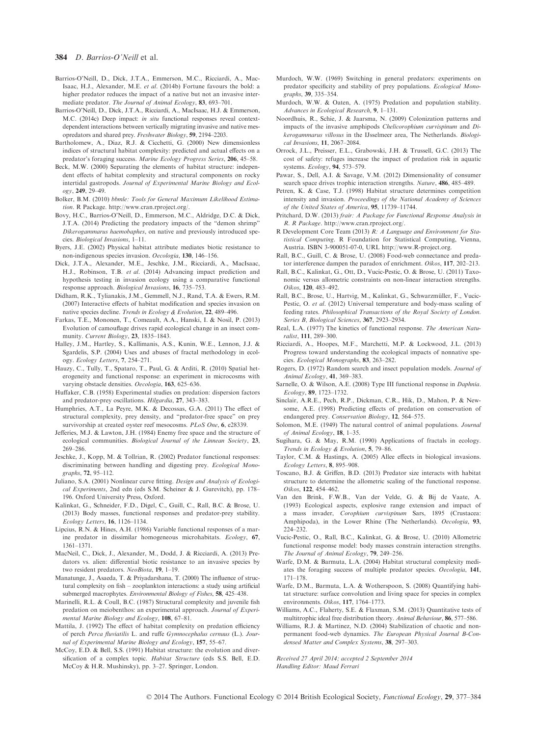Barrios-O'Neill, D., Dick, J.T.A., Emmerson, M.C., Ricciardi, A., MacIsaac, H.J., Alexander, M.E. *et al.* (2014b) Fortune favours the bold: a higher predator reduces the impact of a native but not an invasive intermediate predator. *The Journal of Animal Ecology*, **83**, 693–701.

Barrios-O'Neill, D., Dick, J.T.A., Ricciardi, A., MacIsaac, H.J. & Emmerson, M.C. (2014c) Deep impact: *in situ* functional responses reveal context-dependent interactions between vertically migrating invasive and native mesopredators and shared prey. *Freshwater Biology*, **59**, 2194–2203.

Bartholomew, A., Diaz, R.J. & Cicchetti, G. (2000) New dimensionless indices of structural habitat complexity: predicted and actual effects on a predator's foraging success. *Marine Ecology Progress Series*, **206**, 45–58.

Beck, M.W. (2000) Separating the elements of habitat structure: independent effects of habitat complexity and structural components on rocky intertidal gastropods. *Journal of Experimental Marine Biology and Ecology*, **249**, 29–49.

Bolker, B.M. (2010) *bbmle: Tools for General Maximum Likelihood Estimation*. R Package. http://www.cran.rproject.org/.

Bovy, H.C., Barrios-O'Neill, D., Emmerson, M.C., Aldridge, D.C. & Dick, J.T.A. (2014) Predicting the predatory impacts of the "demon shrimp" *Dikerogammarus haemobaphes*, on native and previously introduced species. *Biological Invasions*, 1–11.

Byers, J.E. (2002) Physical habitat attribute mediates biotic resistance to non-indigenous species invasion. *Oecologia*, **130**, 146–156.

Dick, J.T.A., Alexander, M.E., Jeschke, J.M., Ricciardi, A., MacIsaac, H.J., Robinson, T.B. *et al.* (2014) Advancing impact prediction and hypothesis testing in invasion ecology using a comparative functional response approach. *Biological Invasions*, **16**, 735–753.

Didham, R.K., Tylianakis, J.M., Gemmell, N.J., Rand, T.A. & Ewers, R.M. (2007) Interactive effects of habitat modification and species invasion on native species decline. *Trends in Ecology & Evolution*, **22**, 489–496.

Farkas, T.E., Mononen, T., Comeault, A.A., Hanski, I. & Nosil, P. (2013) Evolution of camouflage drives rapid ecological change in an insect community. *Current Biology*, **23**, 1835–1843.

Halley, J.M., Hartley, S., Kallimanis, A.S., Kunin, W.E., Lennon, J.J. & Sgardelis, S.P. (2004) Uses and abuses of fractal methodology in ecology. *Ecology Letters*, **7**, 254–271.

Hauzy, C., Tully, T., Spataro, T., Paul, G. & Arditi, R. (2010) Spatial heterogeneity and functional response: an experiment in microcosms with varying obstacle densities. *Oecologia*, **163**, 625–636.

Huffaker, C.B. (1958) Experimental studies on predation: dispersion factors and predator-prey oscillations. *Hilgardia*, **27**, 343–383.

Humphries, A.T., La Peyre, M.K. & Decossas, G.A. (2011) The effect of structural complexity, prey density, and "predator-free space" on prey survivorship at created oyster reef mesocosms. *PLoS One*, **6**, e28339.

Jefferies, M.J. & Lawton, J.H. (1984) Enemy free space and the structure of ecological communities. *Biological Journal of the Linnean Society*, **23**, 269–286.

Jeschke, J., Kopp, M. & Tollrian, R. (2002) Predator functional responses: discriminating between handling and digesting prey. *Ecological Monographs*, **72**, 95–112.

Juliano, S.A. (2001) Nonlinear curve fitting. *Design and Analysis of Ecological Experiments*, 2nd edn (eds S.M. Scheiner & J. Gurevitch), pp. 178–196. Oxford University Press, Oxford.

Kalinkat, G., Schneider, F.D., Digel, C., Guill, C., Rall, B.C. & Brose, U. (2013) Body masses, functional responses and predator-prey stability. *Ecology Letters*, **16**, 1126–1134.

Lipcius, R.N. & Hines, A.H. (1986) Variable functional responses of a marine predator in dissimilar homogeneous microhabitats. *Ecology*, **67**, 1361–1371.

MacNeil, C., Dick, J., Alexander, M., Dodd, J. & Ricciardi, A. (2013) Predators vs. alien: differential biotic resistance to an invasive species by two resident predators. *NeoBiota*, **19**, 1–19.

Manatunge, J., Asaeda, T. & Priyadarshana, T. (2000) The influence of structural complexity on fish – zooplankton interactions: a study using artificial submerged macrophytes. *Environmental Biology of Fishes*, **58**, 425–438.

Marinelli, R.L. & Coull, B.C. (1987) Structural complexity and juvenile fish predation on meiobenthos: an experimental approach. *Journal of Experimental Marine Biology and Ecology*, **108**, 67–81.

Mattila, J. (1992) The effect of habitat complexity on predation efficiency of perch *Perca fluviatilis* L. and ruffe *Gymnocephalus cernuus* (L.). *Journal of Experimental Marine Biology and Ecology*, **157**, 55–67.

McCoy, E.D. & Bell, S.S. (1991) Habitat structure: the evolution and diversification of a complex topic. *Habitat Structure* (eds S.S. Bell, E.D. McCoy & H.R. Mushinsky), pp. 3–27. Springer, London.

Murdoch, W.W. (1969) Switching in general predators: experiments on predator specificity and stability of prey populations. *Ecological Monographs*, **39**, 335–354.

Murdoch, W.W. & Oaten, A. (1975) Predation and population stability. *Advances in Ecological Research*, **9**, 1–131.

Noordhuis, R., Schie, J. & Jaarsma, N. (2009) Colonization patterns and impacts of the invasive amphipods *Chelicorophium curvispinum* and *Dikerogammarus villosus* in the IJsselmeer area, The Netherlands. *Biological Invasions*, **11**, 2067–2084.

Orrock, J.L., Preisser, E.L., Grabowski, J.H. & Trussell, G.C. (2013) The cost of safety: refuges increase the impact of predation risk in aquatic systems. *Ecology*, **94**, 573–579.

Pawar, S., Dell, A.I. & Savage, V.M. (2012) Dimensionality of consumer search space drives trophic interaction strengths. *Nature*, **486**, 485–489.

Petren, K. & Case, T.J. (1998) Habitat structure determines competition intensity and invasion. *Proceedings of the National Academy of Sciences of the United States of America*, **95**, 11739–11744.

Pritchard, D.W. (2013) *frair: A Package for Functional Response Analysis in R. R Package*. http://www.cran.rproject.org/.

R Development Core Team (2013) *R: A Language and Environment for Statistical Computing*. R Foundation for Statistical Computing, Vienna, Austria. ISBN 3-900051-07-0, URL http://www.R-project.org.

Rall, B.C., Guill, C. & Brose, U. (2008) Food-web connectance and predator interference dampen the paradox of enrichment. *Oikos*, **117**, 202–213.

Rall, B.C., Kalinkat, G., Ott, D., Vucic-Pestic, O. & Brose, U. (2011) Taxonomic versus allometric constraints on non-linear interaction strengths. *Oikos*, **120**, 483–492.

Rall, B.C., Brose, U., Hartvig, M., Kalinkat, G., Schwarzmüller, F., Vucic-Pestic, O. *et al.* (2012) Universal temperature and body-mass scaling of feeding rates. *Philosophical Transactions of the Royal Society of London. Series B, Biological Sciences*, **367**, 2923–2934.

Real, L.A. (1977) The kinetics of functional response. *The American Naturalist*, **111**, 289–300.

Ricciardi, A., Hoopes, M.F., Marchetti, M.P. & Lockwood, J.L. (2013) Progress toward understanding the ecological impacts of nonnative species. *Ecological Monographs*, **83**, 263–282.

Rogers, D. (1972) Random search and insect population models. *Journal of Animal Ecology*, **41**, 369–383.

Sarnelle, O. & Wilson, A.E. (2008) Type III functional response in *Daphnia*. *Ecology*, **89**, 1723–1732.

Sinclair, A.R.E., Pech, R.P., Dickman, C.R., Hik, D., Mahon, P. & Newsome, A.E. (1998) Predicting effects of predation on conservation of endangered prey. *Conservation Biology*, **12**, 564–575.

Solomon, M.E. (1949) The natural control of animal populations. *Journal of Animal Ecology*, **18**, 1–35.

Sugihara, G. & May, R.M. (1990) Applications of fractals in ecology. *Trends in Ecology & Evolution*, **5**, 79–86.

Taylor, C.M. & Hastings, A. (2005) Allee effects in biological invasions. *Ecology Letters*, **8**, 895–908.

Toscano, B.J. & Griffen, B.D. (2013) Predator size interacts with habitat structure to determine the allometric scaling of the functional response. *Oikos*, **122**, 454–462.

Van den Brink, F.W.B., Van der Velde, G. & Bij de Vaate, A. (1993) Ecological aspects, explosive range extension and impact of a mass invader, *Corophium curvispinum* Sars, 1895 (Crustacea: Amphipoda), in the Lower Rhine (The Netherlands). *Oecologia*, **93**, 224–232.

Vucic-Pestic, O., Rall, B.C., Kalinkat, G. & Brose, U. (2010) Allometric functional response model: body masses constrain interaction strengths. *The Journal of Animal Ecology*, **79**, 249–256.

Warfe, D.M. & Barmuta, L.A. (2004) Habitat structural complexity mediates the foraging success of multiple predator species. *Oecologia*, **141**, 171–178.

Warfe, D.M., Barmuta, L.A. & Wotherspoon, S. (2008) Quantifying habitat structure: surface convolution and living space for species in complex environments. *Oikos*, **117**, 1764–1773.

Williams, A.C., Flaherty, S.E. & Flaxman, S.M. (2013) Quantitative tests of multitrophic ideal free distribution theory. *Animal Behaviour*, **86**, 577–586.

Williams, R.J. & Martinez, N.D. (2004) Stabilization of chaotic and non-permanent food-web dynamics. *The European Physical Journal B-Condensed Matter and Complex Systems*, **38**, 297–303.

*Received 27 April 2014; accepted 2 September 2014*
*Handling Editor: Maud Ferrari*